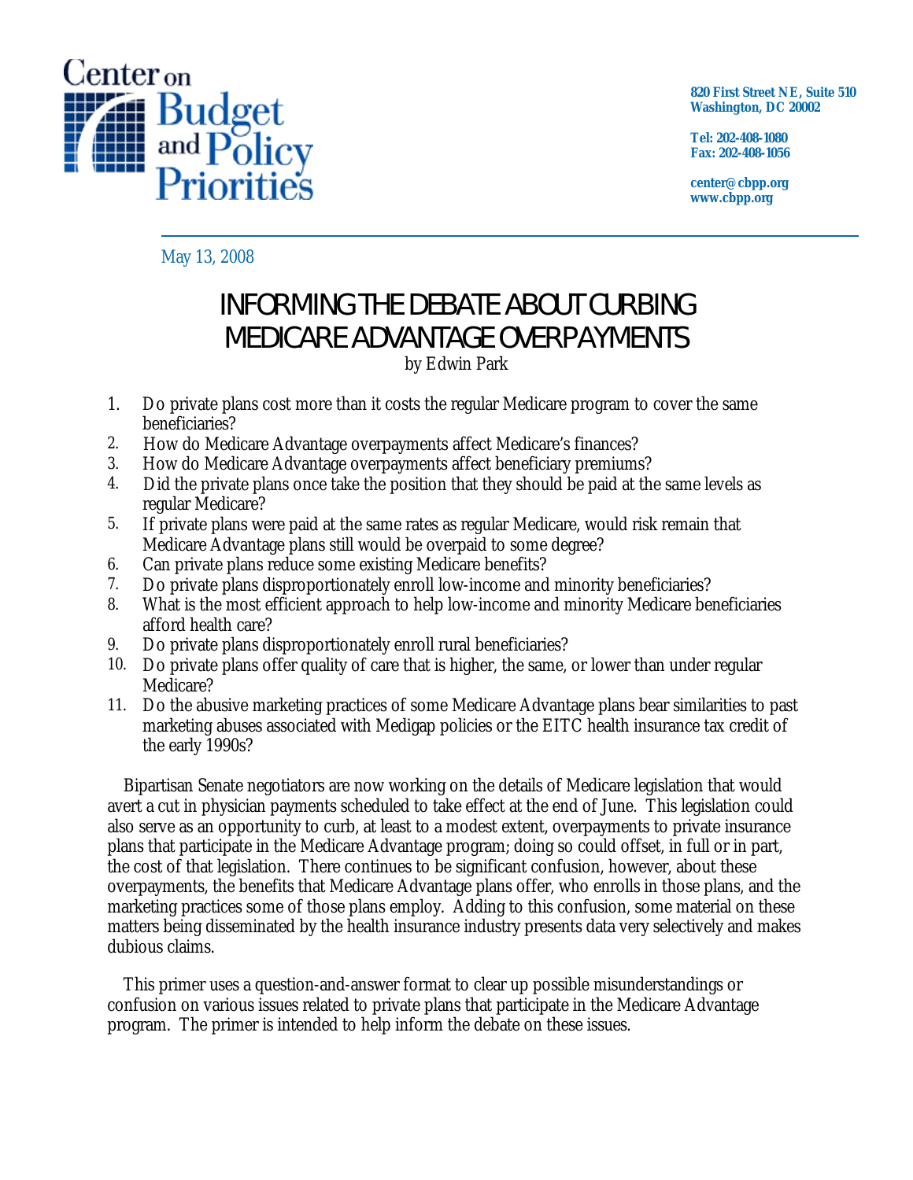Center on Budget and Policy Priorities

820 First Street NE, Suite 510
Washington, DC 20002

Tel: 202-408-1080
Fax: 202-408-1056

center@cbpp.org
www.cbpp.org

May 13, 2008

# INFORMING THE DEBATE ABOUT CURBING MEDICARE ADVANTAGE OVERPAYMENTS

by Edwin Park

1. Do private plans cost more than it costs the regular Medicare program to cover the same beneficiaries?
2. How do Medicare Advantage overpayments affect Medicare's finances?
3. How do Medicare Advantage overpayments affect beneficiary premiums?
4. Did the private plans once take the position that they should be paid at the same levels as regular Medicare?
5. If private plans were paid at the same rates as regular Medicare, would risk remain that Medicare Advantage plans still would be overpaid to some degree?
6. Can private plans reduce some existing Medicare benefits?
7. Do private plans disproportionately enroll low-income and minority beneficiaries?
8. What is the most efficient approach to help low-income and minority Medicare beneficiaries afford health care?
9. Do private plans disproportionately enroll rural beneficiaries?
10. Do private plans offer quality of care that is higher, the same, or lower than under regular Medicare?
11. Do the abusive marketing practices of some Medicare Advantage plans bear similarities to past marketing abuses associated with Medigap policies or the EITC health insurance tax credit of the early 1990s?

Bipartisan Senate negotiators are now working on the details of Medicare legislation that would avert a cut in physician payments scheduled to take effect at the end of June. This legislation could also serve as an opportunity to curb, at least to a modest extent, overpayments to private insurance plans that participate in the Medicare Advantage program; doing so could offset, in full or in part, the cost of that legislation. There continues to be significant confusion, however, about these overpayments, the benefits that Medicare Advantage plans offer, who enrolls in those plans, and the marketing practices some of those plans employ. Adding to this confusion, some material on these matters being disseminated by the health insurance industry presents data very selectively and makes dubious claims.

This primer uses a question-and-answer format to clear up possible misunderstandings or confusion on various issues related to private plans that participate in the Medicare Advantage program. The primer is intended to help inform the debate on these issues.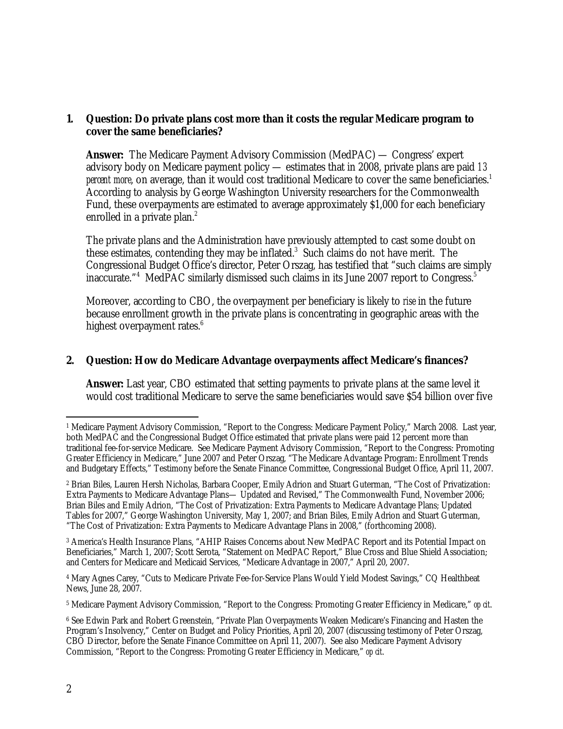1. **Question: Do private plans cost more than it costs the regular Medicare program to cover the same beneficiaries?**

   **Answer:** The Medicare Payment Advisory Commission (MedPAC) — Congress' expert advisory body on Medicare payment policy — estimates that in 2008, private plans are paid *13 percent more*, on average, than it would cost traditional Medicare to cover the same beneficiaries.[1] According to analysis by George Washington University researchers for the Commonwealth Fund, these overpayments are estimated to average approximately $1,000 for each beneficiary enrolled in a private plan.[2]

   The private plans and the Administration have previously attempted to cast some doubt on these estimates, contending they may be inflated.[3] Such claims do not have merit. The Congressional Budget Office's director, Peter Orszag, has testified that "such claims are simply inaccurate."[4] MedPAC similarly dismissed such claims in its June 2007 report to Congress.[5]

   Moreover, according to CBO, the overpayment per beneficiary is likely to *rise* in the future because enrollment growth in the private plans is concentrating in geographic areas with the highest overpayment rates.[6]

2. **Question: How do Medicare Advantage overpayments affect Medicare's finances?**

   **Answer:** Last year, CBO estimated that setting payments to private plans at the same level it would cost traditional Medicare to serve the same beneficiaries would save $54 billion over five

---

[1] Medicare Payment Advisory Commission, "Report to the Congress: Medicare Payment Policy," March 2008. Last year, both MedPAC and the Congressional Budget Office estimated that private plans were paid 12 percent more than traditional fee-for-service Medicare. See Medicare Payment Advisory Commission, "Report to the Congress: Promoting Greater Efficiency in Medicare," June 2007 and Peter Orszag, "The Medicare Advantage Program: Enrollment Trends and Budgetary Effects," Testimony before the Senate Finance Committee, Congressional Budget Office, April 11, 2007.

[2] Brian Biles, Lauren Hersh Nicholas, Barbara Cooper, Emily Adrion and Stuart Guterman, "The Cost of Privatization: Extra Payments to Medicare Advantage Plans— Updated and Revised," The Commonwealth Fund, November 2006; Brian Biles and Emily Adrion, "The Cost of Privatization: Extra Payments to Medicare Advantage Plans; Updated Tables for 2007," George Washington University, May 1, 2007; and Brian Biles, Emily Adrion and Stuart Guterman, "The Cost of Privatization: Extra Payments to Medicare Advantage Plans in 2008," (forthcoming 2008).

[3] America's Health Insurance Plans, "AHIP Raises Concerns about New MedPAC Report and its Potential Impact on Beneficiaries," March 1, 2007; Scott Serota, "Statement on MedPAC Report," Blue Cross and Blue Shield Association; and Centers for Medicare and Medicaid Services, "Medicare Advantage in 2007," April 20, 2007.

[4] Mary Agnes Carey, "Cuts to Medicare Private Fee-for-Service Plans Would Yield Modest Savings," CQ Healthbeat News, June 28, 2007.

[5] Medicare Payment Advisory Commission, "Report to the Congress: Promoting Greater Efficiency in Medicare," *op cit*.

[6] See Edwin Park and Robert Greenstein, "Private Plan Overpayments Weaken Medicare's Financing and Hasten the Program's Insolvency," Center on Budget and Policy Priorities, April 20, 2007 (discussing testimony of Peter Orszag, CBO Director, before the Senate Finance Committee on April 11, 2007). See also Medicare Payment Advisory Commission, "Report to the Congress: Promoting Greater Efficiency in Medicare," *op cit*.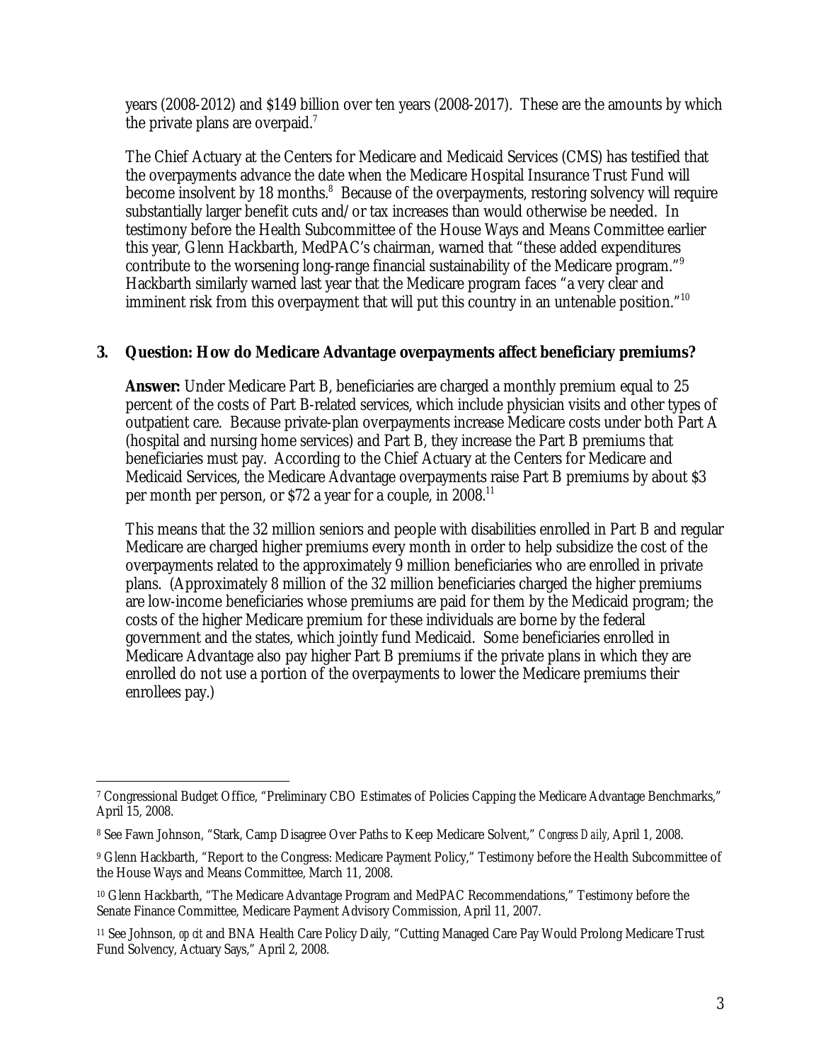years (2008-2012) and $149 billion over ten years (2008-2017). These are the amounts by which the private plans are overpaid.[7]

The Chief Actuary at the Centers for Medicare and Medicaid Services (CMS) has testified that the overpayments advance the date when the Medicare Hospital Insurance Trust Fund will become insolvent by 18 months.[8] Because of the overpayments, restoring solvency will require substantially larger benefit cuts and/or tax increases than would otherwise be needed. In testimony before the Health Subcommittee of the House Ways and Means Committee earlier this year, Glenn Hackbarth, MedPAC's chairman, warned that "these added expenditures contribute to the worsening long-range financial sustainability of the Medicare program."[9] Hackbarth similarly warned last year that the Medicare program faces "a very clear and imminent risk from this overpayment that will put this country in an untenable position."[10]

**3. Question: How do Medicare Advantage overpayments affect beneficiary premiums?**

**Answer:** Under Medicare Part B, beneficiaries are charged a monthly premium equal to 25 percent of the costs of Part B-related services, which include physician visits and other types of outpatient care. Because private-plan overpayments increase Medicare costs under both Part A (hospital and nursing home services) and Part B, they increase the Part B premiums that beneficiaries must pay. According to the Chief Actuary at the Centers for Medicare and Medicaid Services, the Medicare Advantage overpayments raise Part B premiums by about $3 per month per person, or $72 a year for a couple, in 2008.[11]

This means that the 32 million seniors and people with disabilities enrolled in Part B and regular Medicare are charged higher premiums every month in order to help subsidize the cost of the overpayments related to the approximately 9 million beneficiaries who are enrolled in private plans. (Approximately 8 million of the 32 million beneficiaries charged the higher premiums are low-income beneficiaries whose premiums are paid for them by the Medicaid program; the costs of the higher Medicare premium for these individuals are borne by the federal government and the states, which jointly fund Medicaid. Some beneficiaries enrolled in Medicare Advantage also pay higher Part B premiums if the private plans in which they are enrolled do not use a portion of the overpayments to lower the Medicare premiums their enrollees pay.)

---

[7] Congressional Budget Office, "Preliminary CBO Estimates of Policies Capping the Medicare Advantage Benchmarks," April 15, 2008.

[8] See Fawn Johnson, "Stark, Camp Disagree Over Paths to Keep Medicare Solvent," *Congress Daily*, April 1, 2008.

[9] Glenn Hackbarth, "Report to the Congress: Medicare Payment Policy," Testimony before the Health Subcommittee of the House Ways and Means Committee, March 11, 2008.

[10] Glenn Hackbarth, "The Medicare Advantage Program and MedPAC Recommendations," Testimony before the Senate Finance Committee, Medicare Payment Advisory Commission, April 11, 2007.

[11] See Johnson, *op cit* and BNA Health Care Policy Daily, "Cutting Managed Care Pay Would Prolong Medicare Trust Fund Solvency, Actuary Says," April 2, 2008.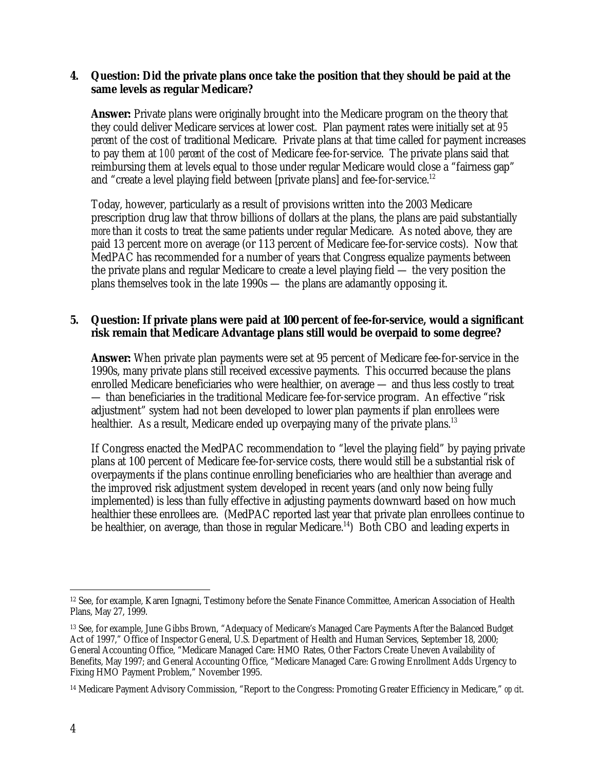**4. Question: Did the private plans once take the position that they should be paid at the same levels as regular Medicare?**

**Answer:** Private plans were originally brought into the Medicare program on the theory that they could deliver Medicare services at lower cost. Plan payment rates were initially set at *95 percent* of the cost of traditional Medicare. Private plans at that time called for payment increases to pay them at *100 percent* of the cost of Medicare fee-for-service. The private plans said that reimbursing them at levels equal to those under regular Medicare would close a "fairness gap" and "create a level playing field between [private plans] and fee-for-service.[12]

Today, however, particularly as a result of provisions written into the 2003 Medicare prescription drug law that throw billions of dollars at the plans, the plans are paid substantially *more* than it costs to treat the same patients under regular Medicare. As noted above, they are paid 13 percent more on average (or 113 percent of Medicare fee-for-service costs). Now that MedPAC has recommended for a number of years that Congress equalize payments between the private plans and regular Medicare to create a level playing field — the very position the plans themselves took in the late 1990s — the plans are adamantly opposing it.

**5. Question: If private plans were paid at 100 percent of fee-for-service, would a significant risk remain that Medicare Advantage plans still would be overpaid to some degree?**

**Answer:** When private plan payments were set at 95 percent of Medicare fee-for-service in the 1990s, many private plans still received excessive payments. This occurred because the plans enrolled Medicare beneficiaries who were healthier, on average — and thus less costly to treat — than beneficiaries in the traditional Medicare fee-for-service program. An effective "risk adjustment" system had not been developed to lower plan payments if plan enrollees were healthier. As a result, Medicare ended up overpaying many of the private plans.[13]

If Congress enacted the MedPAC recommendation to "level the playing field" by paying private plans at 100 percent of Medicare fee-for-service costs, there would still be a substantial risk of overpayments if the plans continue enrolling beneficiaries who are healthier than average and the improved risk adjustment system developed in recent years (and only now being fully implemented) is less than fully effective in adjusting payments downward based on how much healthier these enrollees are. (MedPAC reported last year that private plan enrollees continue to be healthier, on average, than those in regular Medicare.[14]) Both CBO and leading experts in

---

[12] See, for example, Karen Ignagni, Testimony before the Senate Finance Committee, American Association of Health Plans, May 27, 1999.

[13] See, for example, June Gibbs Brown, "Adequacy of Medicare's Managed Care Payments After the Balanced Budget Act of 1997," Office of Inspector General, U.S. Department of Health and Human Services, September 18, 2000; General Accounting Office, "Medicare Managed Care: HMO Rates, Other Factors Create Uneven Availability of Benefits, May 1997; and General Accounting Office, "Medicare Managed Care: Growing Enrollment Adds Urgency to Fixing HMO Payment Problem," November 1995.

[14] Medicare Payment Advisory Commission, "Report to the Congress: Promoting Greater Efficiency in Medicare," *op cit*.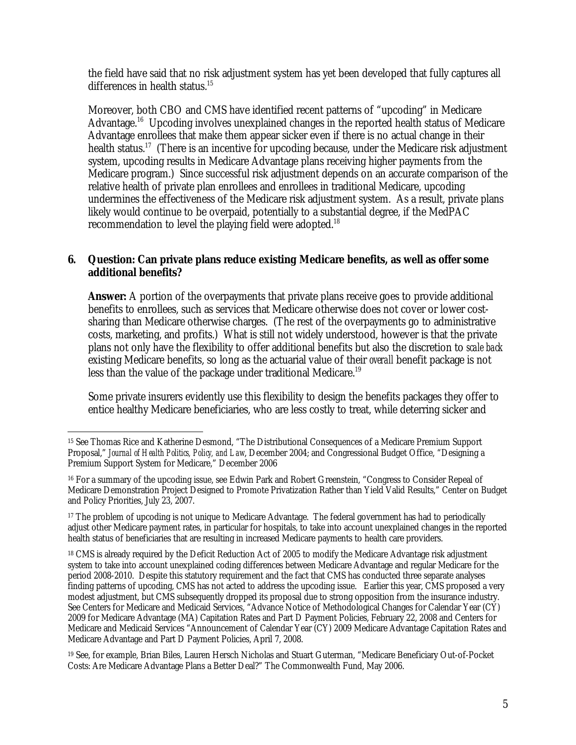the field have said that no risk adjustment system has yet been developed that fully captures all differences in health status.[15]

Moreover, both CBO and CMS have identified recent patterns of "upcoding" in Medicare Advantage.[16] Upcoding involves unexplained changes in the reported health status of Medicare Advantage enrollees that make them appear sicker even if there is no actual change in their health status.[17] (There is an incentive for upcoding because, under the Medicare risk adjustment system, upcoding results in Medicare Advantage plans receiving higher payments from the Medicare program.) Since successful risk adjustment depends on an accurate comparison of the relative health of private plan enrollees and enrollees in traditional Medicare, upcoding undermines the effectiveness of the Medicare risk adjustment system. As a result, private plans likely would continue to be overpaid, potentially to a substantial degree, if the MedPAC recommendation to level the playing field were adopted.[18]

**6. Question: Can private plans reduce existing Medicare benefits, as well as offer some additional benefits?**

**Answer:** A portion of the overpayments that private plans receive goes to provide additional benefits to enrollees, such as services that Medicare otherwise does not cover or lower cost-sharing than Medicare otherwise charges. (The rest of the overpayments go to administrative costs, marketing, and profits.) What is still not widely understood, however is that the private plans not only have the flexibility to offer additional benefits but also the discretion to *scale back* existing Medicare benefits, so long as the actuarial value of their *overall* benefit package is not less than the value of the package under traditional Medicare.[19]

Some private insurers evidently use this flexibility to design the benefits packages they offer to entice healthy Medicare beneficiaries, who are less costly to treat, while deterring sicker and

---

[15] See Thomas Rice and Katherine Desmond, "The Distributional Consequences of a Medicare Premium Support Proposal," *Journal of Health Politics, Policy, and Law*, December 2004; and Congressional Budget Office, "Designing a Premium Support System for Medicare," December 2006

[16] For a summary of the upcoding issue, see Edwin Park and Robert Greenstein, "Congress to Consider Repeal of Medicare Demonstration Project Designed to Promote Privatization Rather than Yield Valid Results," Center on Budget and Policy Priorities, July 23, 2007.

[17] The problem of upcoding is not unique to Medicare Advantage. The federal government has had to periodically adjust other Medicare payment rates, in particular for hospitals, to take into account unexplained changes in the reported health status of beneficiaries that are resulting in increased Medicare payments to health care providers.

[18] CMS is already required by the Deficit Reduction Act of 2005 to modify the Medicare Advantage risk adjustment system to take into account unexplained coding differences between Medicare Advantage and regular Medicare for the period 2008-2010. Despite this statutory requirement and the fact that CMS has conducted three separate analyses finding patterns of upcoding, CMS has not acted to address the upcoding issue. Earlier this year, CMS proposed a very modest adjustment, but CMS subsequently dropped its proposal due to strong opposition from the insurance industry. See Centers for Medicare and Medicaid Services, "Advance Notice of Methodological Changes for Calendar Year (CY) 2009 for Medicare Advantage (MA) Capitation Rates and Part D Payment Policies, February 22, 2008 and Centers for Medicare and Medicaid Services "Announcement of Calendar Year (CY) 2009 Medicare Advantage Capitation Rates and Medicare Advantage and Part D Payment Policies, April 7, 2008.

[19] See, for example, Brian Biles, Lauren Hersch Nicholas and Stuart Guterman, "Medicare Beneficiary Out-of-Pocket Costs: Are Medicare Advantage Plans a Better Deal?" The Commonwealth Fund, May 2006.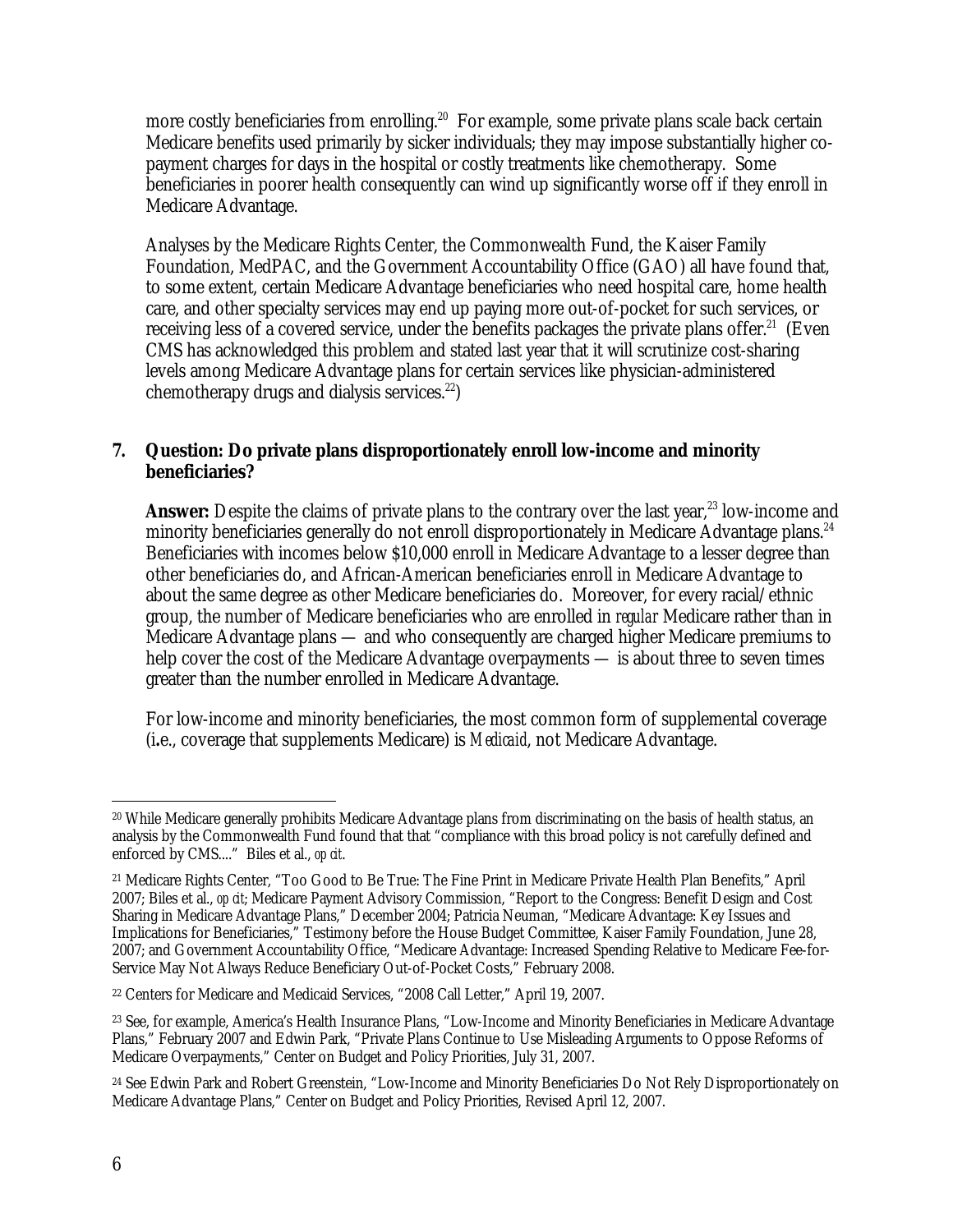more costly beneficiaries from enrolling.[20] For example, some private plans scale back certain Medicare benefits used primarily by sicker individuals; they may impose substantially higher co-payment charges for days in the hospital or costly treatments like chemotherapy. Some beneficiaries in poorer health consequently can wind up significantly worse off if they enroll in Medicare Advantage.

Analyses by the Medicare Rights Center, the Commonwealth Fund, the Kaiser Family Foundation, MedPAC, and the Government Accountability Office (GAO) all have found that, to some extent, certain Medicare Advantage beneficiaries who need hospital care, home health care, and other specialty services may end up paying more out-of-pocket for such services, or receiving less of a covered service, under the benefits packages the private plans offer.[21] (Even CMS has acknowledged this problem and stated last year that it will scrutinize cost-sharing levels among Medicare Advantage plans for certain services like physician-administered chemotherapy drugs and dialysis services.[22])

**7. Question: Do private plans disproportionately enroll low-income and minority beneficiaries?**

**Answer:** Despite the claims of private plans to the contrary over the last year,[23] low-income and minority beneficiaries generally do not enroll disproportionately in Medicare Advantage plans.[24] Beneficiaries with incomes below $10,000 enroll in Medicare Advantage to a lesser degree than other beneficiaries do, and African-American beneficiaries enroll in Medicare Advantage to about the same degree as other Medicare beneficiaries do. Moreover, for every racial/ethnic group, the number of Medicare beneficiaries who are enrolled in *regular* Medicare rather than in Medicare Advantage plans — and who consequently are charged higher Medicare premiums to help cover the cost of the Medicare Advantage overpayments — is about three to seven times greater than the number enrolled in Medicare Advantage.

For low-income and minority beneficiaries, the most common form of supplemental coverage (i**.**e., coverage that supplements Medicare) is *Medicaid*, not Medicare Advantage.

---

[20] While Medicare generally prohibits Medicare Advantage plans from discriminating on the basis of health status, an analysis by the Commonwealth Fund found that that "compliance with this broad policy is not carefully defined and enforced by CMS...." Biles et al., *op cit*.

[21] Medicare Rights Center, "Too Good to Be True: The Fine Print in Medicare Private Health Plan Benefits," April 2007; Biles et al., *op cit*; Medicare Payment Advisory Commission, "Report to the Congress: Benefit Design and Cost Sharing in Medicare Advantage Plans," December 2004; Patricia Neuman, "Medicare Advantage: Key Issues and Implications for Beneficiaries," Testimony before the House Budget Committee, Kaiser Family Foundation, June 28, 2007; and Government Accountability Office, "Medicare Advantage: Increased Spending Relative to Medicare Fee-for-Service May Not Always Reduce Beneficiary Out-of-Pocket Costs," February 2008.

[22] Centers for Medicare and Medicaid Services, "2008 Call Letter," April 19, 2007.

[23] See, for example, America's Health Insurance Plans, "Low-Income and Minority Beneficiaries in Medicare Advantage Plans," February 2007 and Edwin Park, "Private Plans Continue to Use Misleading Arguments to Oppose Reforms of Medicare Overpayments," Center on Budget and Policy Priorities, July 31, 2007.

[24] See Edwin Park and Robert Greenstein, "Low-Income and Minority Beneficiaries Do Not Rely Disproportionately on Medicare Advantage Plans," Center on Budget and Policy Priorities, Revised April 12, 2007.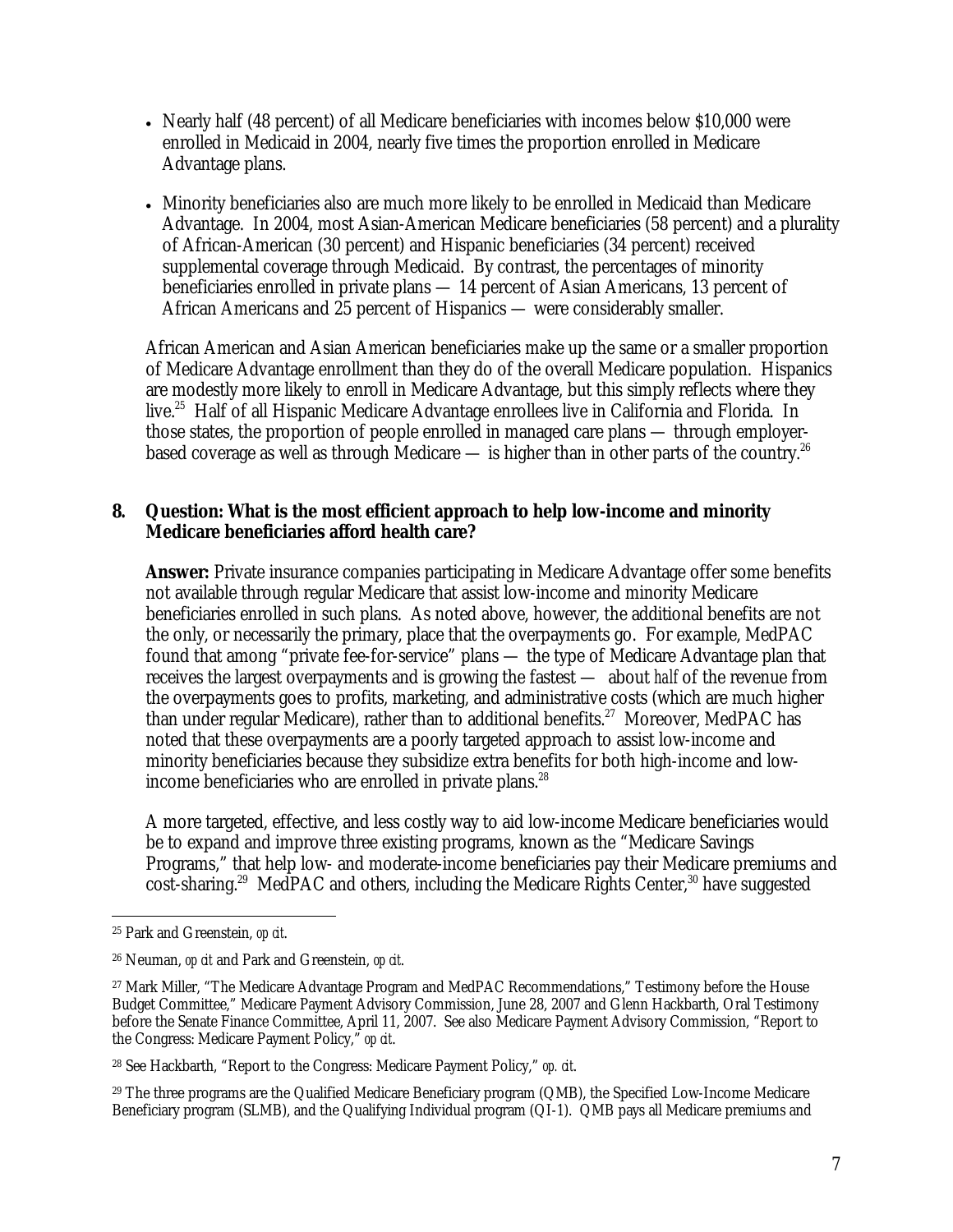- Nearly half (48 percent) of all Medicare beneficiaries with incomes below $10,000 were enrolled in Medicaid in 2004, nearly five times the proportion enrolled in Medicare Advantage plans.
- Minority beneficiaries also are much more likely to be enrolled in Medicaid than Medicare Advantage. In 2004, most Asian-American Medicare beneficiaries (58 percent) and a plurality of African-American (30 percent) and Hispanic beneficiaries (34 percent) received supplemental coverage through Medicaid. By contrast, the percentages of minority beneficiaries enrolled in private plans — 14 percent of Asian Americans, 13 percent of African Americans and 25 percent of Hispanics — were considerably smaller.

African American and Asian American beneficiaries make up the same or a smaller proportion of Medicare Advantage enrollment than they do of the overall Medicare population. Hispanics are modestly more likely to enroll in Medicare Advantage, but this simply reflects where they live.[25] Half of all Hispanic Medicare Advantage enrollees live in California and Florida. In those states, the proportion of people enrolled in managed care plans — through employer-based coverage as well as through Medicare — is higher than in other parts of the country.[26]

**8. Question: What is the most efficient approach to help low-income and minority Medicare beneficiaries afford health care?**

**Answer:** Private insurance companies participating in Medicare Advantage offer some benefits not available through regular Medicare that assist low-income and minority Medicare beneficiaries enrolled in such plans. As noted above, however, the additional benefits are not the only, or necessarily the primary, place that the overpayments go. For example, MedPAC found that among "private fee-for-service" plans — the type of Medicare Advantage plan that receives the largest overpayments and is growing the fastest — about *half* of the revenue from the overpayments goes to profits, marketing, and administrative costs (which are much higher than under regular Medicare), rather than to additional benefits.[27] Moreover, MedPAC has noted that these overpayments are a poorly targeted approach to assist low-income and minority beneficiaries because they subsidize extra benefits for both high-income and low-income beneficiaries who are enrolled in private plans.[28]

A more targeted, effective, and less costly way to aid low-income Medicare beneficiaries would be to expand and improve three existing programs, known as the "Medicare Savings Programs," that help low- and moderate-income beneficiaries pay their Medicare premiums and cost-sharing.[29] MedPAC and others, including the Medicare Rights Center,[30] have suggested

---

[25] Park and Greenstein, *op cit*.

[26] Neuman, *op cit* and Park and Greenstein, *op cit*.

[27] Mark Miller, "The Medicare Advantage Program and MedPAC Recommendations," Testimony before the House Budget Committee," Medicare Payment Advisory Commission, June 28, 2007 and Glenn Hackbarth, Oral Testimony before the Senate Finance Committee, April 11, 2007. See also Medicare Payment Advisory Commission, "Report to the Congress: Medicare Payment Policy," *op cit*.

[28] See Hackbarth, "Report to the Congress: Medicare Payment Policy," *op. cit*.

[29] The three programs are the Qualified Medicare Beneficiary program (QMB), the Specified Low-Income Medicare Beneficiary program (SLMB), and the Qualifying Individual program (QI-1). QMB pays all Medicare premiums and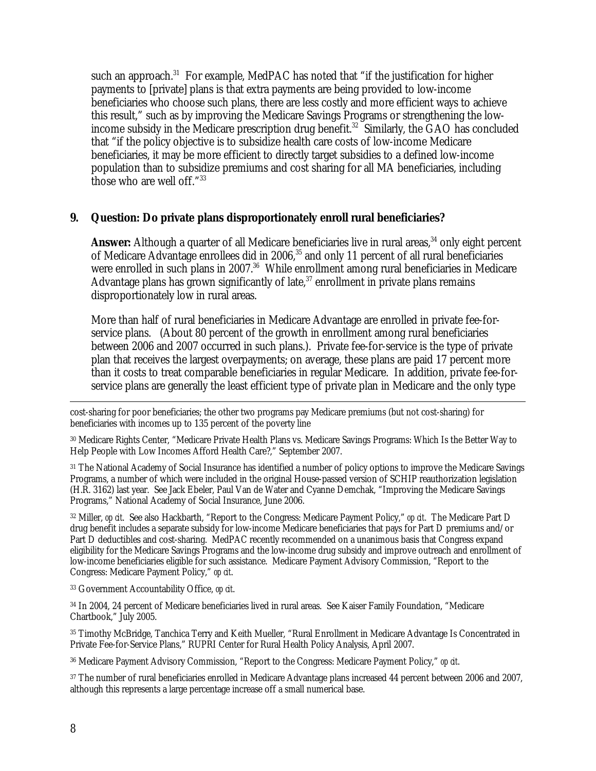such an approach.[31] For example, MedPAC has noted that "if the justification for higher payments to [private] plans is that extra payments are being provided to low-income beneficiaries who choose such plans, there are less costly and more efficient ways to achieve this result," such as by improving the Medicare Savings Programs or strengthening the low-income subsidy in the Medicare prescription drug benefit.[32] Similarly, the GAO has concluded that "if the policy objective is to subsidize health care costs of low-income Medicare beneficiaries, it may be more efficient to directly target subsidies to a defined low-income population than to subsidize premiums and cost sharing for all MA beneficiaries, including those who are well off."[33]

**9. Question: Do private plans disproportionately enroll rural beneficiaries?**

**Answer:** Although a quarter of all Medicare beneficiaries live in rural areas,[34] only eight percent of Medicare Advantage enrollees did in 2006,[35] and only 11 percent of all rural beneficiaries were enrolled in such plans in 2007.[36] While enrollment among rural beneficiaries in Medicare Advantage plans has grown significantly of late,[37] enrollment in private plans remains disproportionately low in rural areas.

More than half of rural beneficiaries in Medicare Advantage are enrolled in private fee-for-service plans. (About 80 percent of the growth in enrollment among rural beneficiaries between 2006 and 2007 occurred in such plans.). Private fee-for-service is the type of private plan that receives the largest overpayments; on average, these plans are paid 17 percent more than it costs to treat comparable beneficiaries in regular Medicare. In addition, private fee-for-service plans are generally the least efficient type of private plan in Medicare and the only type

---

cost-sharing for poor beneficiaries; the other two programs pay Medicare premiums (but not cost-sharing) for beneficiaries with incomes up to 135 percent of the poverty line

[30] Medicare Rights Center, "Medicare Private Health Plans vs. Medicare Savings Programs: Which Is the Better Way to Help People with Low Incomes Afford Health Care?," September 2007.

[31] The National Academy of Social Insurance has identified a number of policy options to improve the Medicare Savings Programs, a number of which were included in the original House-passed version of SCHIP reauthorization legislation (H.R. 3162) last year. See Jack Ebeler, Paul Van de Water and Cyanne Demchak, "Improving the Medicare Savings Programs," National Academy of Social Insurance, June 2006.

[32] Miller, *op cit*. See also Hackbarth, "Report to the Congress: Medicare Payment Policy," *op cit*. The Medicare Part D drug benefit includes a separate subsidy for low-income Medicare beneficiaries that pays for Part D premiums and/or Part D deductibles and cost-sharing. MedPAC recently recommended on a unanimous basis that Congress expand eligibility for the Medicare Savings Programs and the low-income drug subsidy and improve outreach and enrollment of low-income beneficiaries eligible for such assistance. Medicare Payment Advisory Commission, "Report to the Congress: Medicare Payment Policy," *op cit*.

[33] Government Accountability Office, *op cit*.

[34] In 2004, 24 percent of Medicare beneficiaries lived in rural areas. See Kaiser Family Foundation, "Medicare Chartbook," July 2005.

[35] Timothy McBridge, Tanchica Terry and Keith Mueller, "Rural Enrollment in Medicare Advantage Is Concentrated in Private Fee-for-Service Plans," RUPRI Center for Rural Health Policy Analysis, April 2007.

[36] Medicare Payment Advisory Commission, "Report to the Congress: Medicare Payment Policy," *op cit*.

[37] The number of rural beneficiaries enrolled in Medicare Advantage plans increased 44 percent between 2006 and 2007, although this represents a large percentage increase off a small numerical base.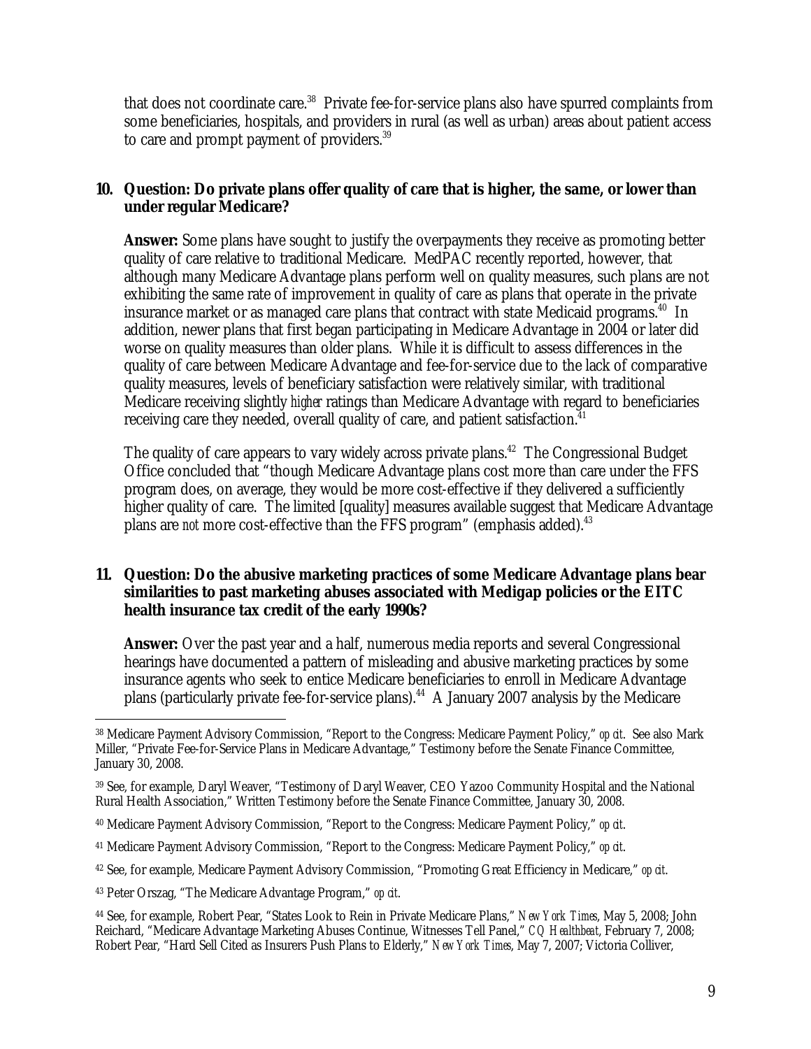that does not coordinate care.[38] Private fee-for-service plans also have spurred complaints from some beneficiaries, hospitals, and providers in rural (as well as urban) areas about patient access to care and prompt payment of providers.[39]

**10. Question: Do private plans offer quality of care that is higher, the same, or lower than under regular Medicare?**

**Answer:** Some plans have sought to justify the overpayments they receive as promoting better quality of care relative to traditional Medicare. MedPAC recently reported, however, that although many Medicare Advantage plans perform well on quality measures, such plans are not exhibiting the same rate of improvement in quality of care as plans that operate in the private insurance market or as managed care plans that contract with state Medicaid programs.[40] In addition, newer plans that first began participating in Medicare Advantage in 2004 or later did worse on quality measures than older plans. While it is difficult to assess differences in the quality of care between Medicare Advantage and fee-for-service due to the lack of comparative quality measures, levels of beneficiary satisfaction were relatively similar, with traditional Medicare receiving slightly *higher* ratings than Medicare Advantage with regard to beneficiaries receiving care they needed, overall quality of care, and patient satisfaction.[41]

The quality of care appears to vary widely across private plans.[42] The Congressional Budget Office concluded that "though Medicare Advantage plans cost more than care under the FFS program does, on average, they would be more cost-effective if they delivered a sufficiently higher quality of care. The limited [quality] measures available suggest that Medicare Advantage plans are *not* more cost-effective than the FFS program" (emphasis added).[43]

**11. Question: Do the abusive marketing practices of some Medicare Advantage plans bear similarities to past marketing abuses associated with Medigap policies or the EITC health insurance tax credit of the early 1990s?**

**Answer:** Over the past year and a half, numerous media reports and several Congressional hearings have documented a pattern of misleading and abusive marketing practices by some insurance agents who seek to entice Medicare beneficiaries to enroll in Medicare Advantage plans (particularly private fee-for-service plans).[44] A January 2007 analysis by the Medicare

---

[38] Medicare Payment Advisory Commission, "Report to the Congress: Medicare Payment Policy," *op cit*. See also Mark Miller, "Private Fee-for-Service Plans in Medicare Advantage," Testimony before the Senate Finance Committee, January 30, 2008.

[39] See, for example, Daryl Weaver, "Testimony of Daryl Weaver, CEO Yazoo Community Hospital and the National Rural Health Association," Written Testimony before the Senate Finance Committee, January 30, 2008.

[40] Medicare Payment Advisory Commission, "Report to the Congress: Medicare Payment Policy," *op cit*.

[41] Medicare Payment Advisory Commission, "Report to the Congress: Medicare Payment Policy," *op cit*.

[42] See, for example, Medicare Payment Advisory Commission, "Promoting Great Efficiency in Medicare," *op cit*.

[43] Peter Orszag, "The Medicare Advantage Program," *op cit*.

[44] See, for example, Robert Pear, "States Look to Rein in Private Medicare Plans," *New York Times*, May 5, 2008; John Reichard, "Medicare Advantage Marketing Abuses Continue, Witnesses Tell Panel," *CQ Healthbeat*, February 7, 2008; Robert Pear, "Hard Sell Cited as Insurers Push Plans to Elderly," *New York Times*, May 7, 2007; Victoria Colliver,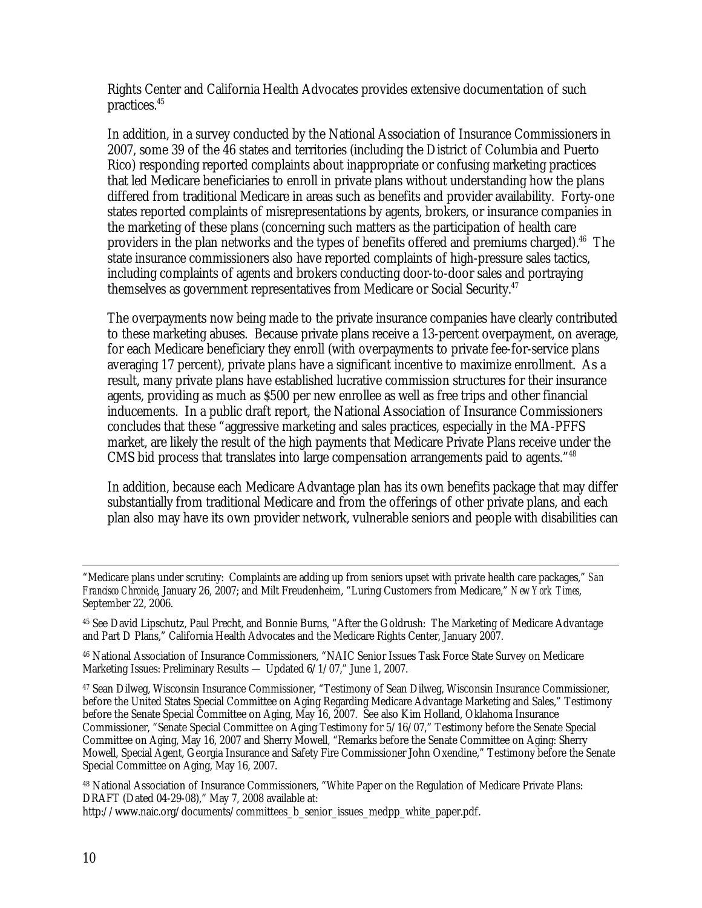Rights Center and California Health Advocates provides extensive documentation of such practices.[45]

In addition, in a survey conducted by the National Association of Insurance Commissioners in 2007, some 39 of the 46 states and territories (including the District of Columbia and Puerto Rico) responding reported complaints about inappropriate or confusing marketing practices that led Medicare beneficiaries to enroll in private plans without understanding how the plans differed from traditional Medicare in areas such as benefits and provider availability. Forty-one states reported complaints of misrepresentations by agents, brokers, or insurance companies in the marketing of these plans (concerning such matters as the participation of health care providers in the plan networks and the types of benefits offered and premiums charged).[46] The state insurance commissioners also have reported complaints of high-pressure sales tactics, including complaints of agents and brokers conducting door-to-door sales and portraying themselves as government representatives from Medicare or Social Security.[47]

The overpayments now being made to the private insurance companies have clearly contributed to these marketing abuses. Because private plans receive a 13-percent overpayment, on average, for each Medicare beneficiary they enroll (with overpayments to private fee-for-service plans averaging 17 percent), private plans have a significant incentive to maximize enrollment. As a result, many private plans have established lucrative commission structures for their insurance agents, providing as much as $500 per new enrollee as well as free trips and other financial inducements. In a public draft report, the National Association of Insurance Commissioners concludes that these "aggressive marketing and sales practices, especially in the MA-PFFS market, are likely the result of the high payments that Medicare Private Plans receive under the CMS bid process that translates into large compensation arrangements paid to agents."[48]

In addition, because each Medicare Advantage plan has its own benefits package that may differ substantially from traditional Medicare and from the offerings of other private plans, and each plan also may have its own provider network, vulnerable seniors and people with disabilities can

---

"Medicare plans under scrutiny: Complaints are adding up from seniors upset with private health care packages," *San Francisco Chronicle*, January 26, 2007; and Milt Freudenheim, "Luring Customers from Medicare," *New York Times*, September 22, 2006.

[45] See David Lipschutz, Paul Precht, and Bonnie Burns, "After the Goldrush: The Marketing of Medicare Advantage and Part D Plans," California Health Advocates and the Medicare Rights Center, January 2007.

[46] National Association of Insurance Commissioners, "NAIC Senior Issues Task Force State Survey on Medicare Marketing Issues: Preliminary Results — Updated 6/1/07," June 1, 2007.

[47] Sean Dilweg, Wisconsin Insurance Commissioner, "Testimony of Sean Dilweg, Wisconsin Insurance Commissioner, before the United States Special Committee on Aging Regarding Medicare Advantage Marketing and Sales," Testimony before the Senate Special Committee on Aging, May 16, 2007. See also Kim Holland, Oklahoma Insurance Commissioner, "Senate Special Committee on Aging Testimony for 5/16/07," Testimony before the Senate Special Committee on Aging, May 16, 2007 and Sherry Mowell, "Remarks before the Senate Committee on Aging: Sherry Mowell, Special Agent, Georgia Insurance and Safety Fire Commissioner John Oxendine," Testimony before the Senate Special Committee on Aging, May 16, 2007.

[48] National Association of Insurance Commissioners, "White Paper on the Regulation of Medicare Private Plans: DRAFT (Dated 04-29-08)," May 7, 2008 available at: http://www.naic.org/documents/committees_b_senior_issues_medpp_white_paper.pdf.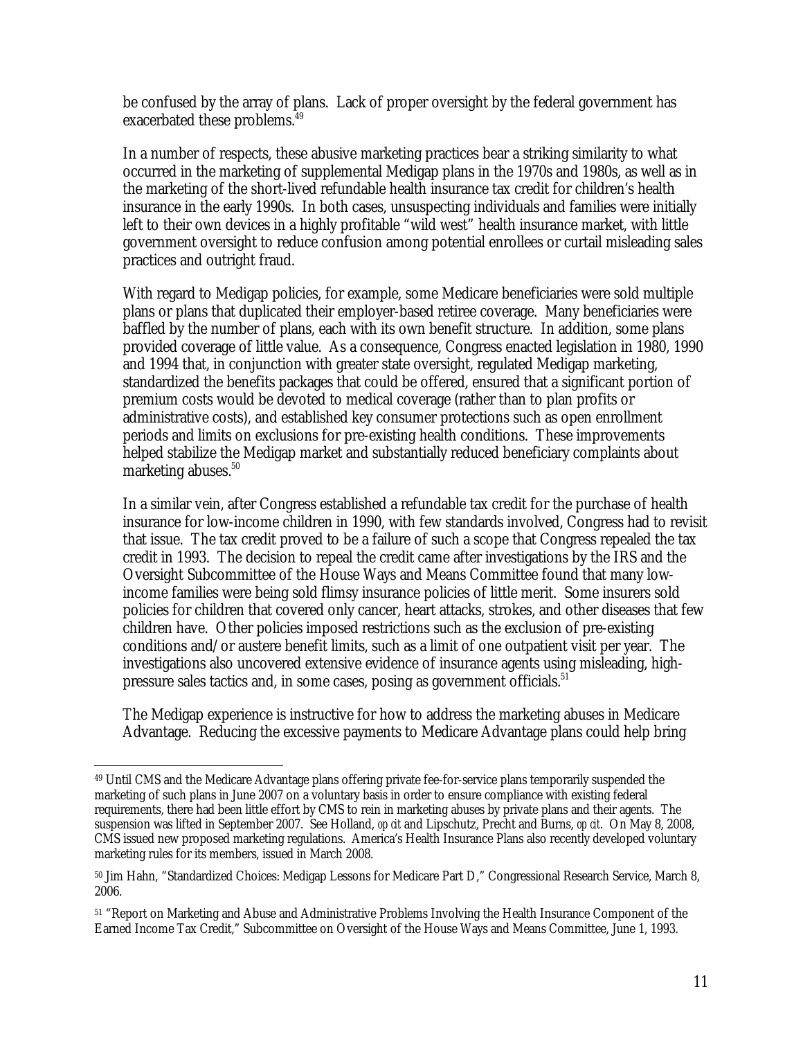be confused by the array of plans. Lack of proper oversight by the federal government has exacerbated these problems.[49]

In a number of respects, these abusive marketing practices bear a striking similarity to what occurred in the marketing of supplemental Medigap plans in the 1970s and 1980s, as well as in the marketing of the short-lived refundable health insurance tax credit for children's health insurance in the early 1990s. In both cases, unsuspecting individuals and families were initially left to their own devices in a highly profitable "wild west" health insurance market, with little government oversight to reduce confusion among potential enrollees or curtail misleading sales practices and outright fraud.

With regard to Medigap policies, for example, some Medicare beneficiaries were sold multiple plans or plans that duplicated their employer-based retiree coverage. Many beneficiaries were baffled by the number of plans, each with its own benefit structure. In addition, some plans provided coverage of little value. As a consequence, Congress enacted legislation in 1980, 1990 and 1994 that, in conjunction with greater state oversight, regulated Medigap marketing, standardized the benefits packages that could be offered, ensured that a significant portion of premium costs would be devoted to medical coverage (rather than to plan profits or administrative costs), and established key consumer protections such as open enrollment periods and limits on exclusions for pre-existing health conditions. These improvements helped stabilize the Medigap market and substantially reduced beneficiary complaints about marketing abuses.[50]

In a similar vein, after Congress established a refundable tax credit for the purchase of health insurance for low-income children in 1990, with few standards involved, Congress had to revisit that issue. The tax credit proved to be a failure of such a scope that Congress repealed the tax credit in 1993. The decision to repeal the credit came after investigations by the IRS and the Oversight Subcommittee of the House Ways and Means Committee found that many low-income families were being sold flimsy insurance policies of little merit. Some insurers sold policies for children that covered only cancer, heart attacks, strokes, and other diseases that few children have. Other policies imposed restrictions such as the exclusion of pre-existing conditions and/or austere benefit limits, such as a limit of one outpatient visit per year. The investigations also uncovered extensive evidence of insurance agents using misleading, high-pressure sales tactics and, in some cases, posing as government officials.[51]

The Medigap experience is instructive for how to address the marketing abuses in Medicare Advantage. Reducing the excessive payments to Medicare Advantage plans could help bring

---

[49] Until CMS and the Medicare Advantage plans offering private fee-for-service plans temporarily suspended the marketing of such plans in June 2007 on a voluntary basis in order to ensure compliance with existing federal requirements, there had been little effort by CMS to rein in marketing abuses by private plans and their agents. The suspension was lifted in September 2007. See Holland, *op cit* and Lipschutz, Precht and Burns, *op cit*. On May 8, 2008, CMS issued new proposed marketing regulations. America's Health Insurance Plans also recently developed voluntary marketing rules for its members, issued in March 2008.

[50] Jim Hahn, "Standardized Choices: Medigap Lessons for Medicare Part D," Congressional Research Service, March 8, 2006.

[51] "Report on Marketing and Abuse and Administrative Problems Involving the Health Insurance Component of the Earned Income Tax Credit," Subcommittee on Oversight of the House Ways and Means Committee, June 1, 1993.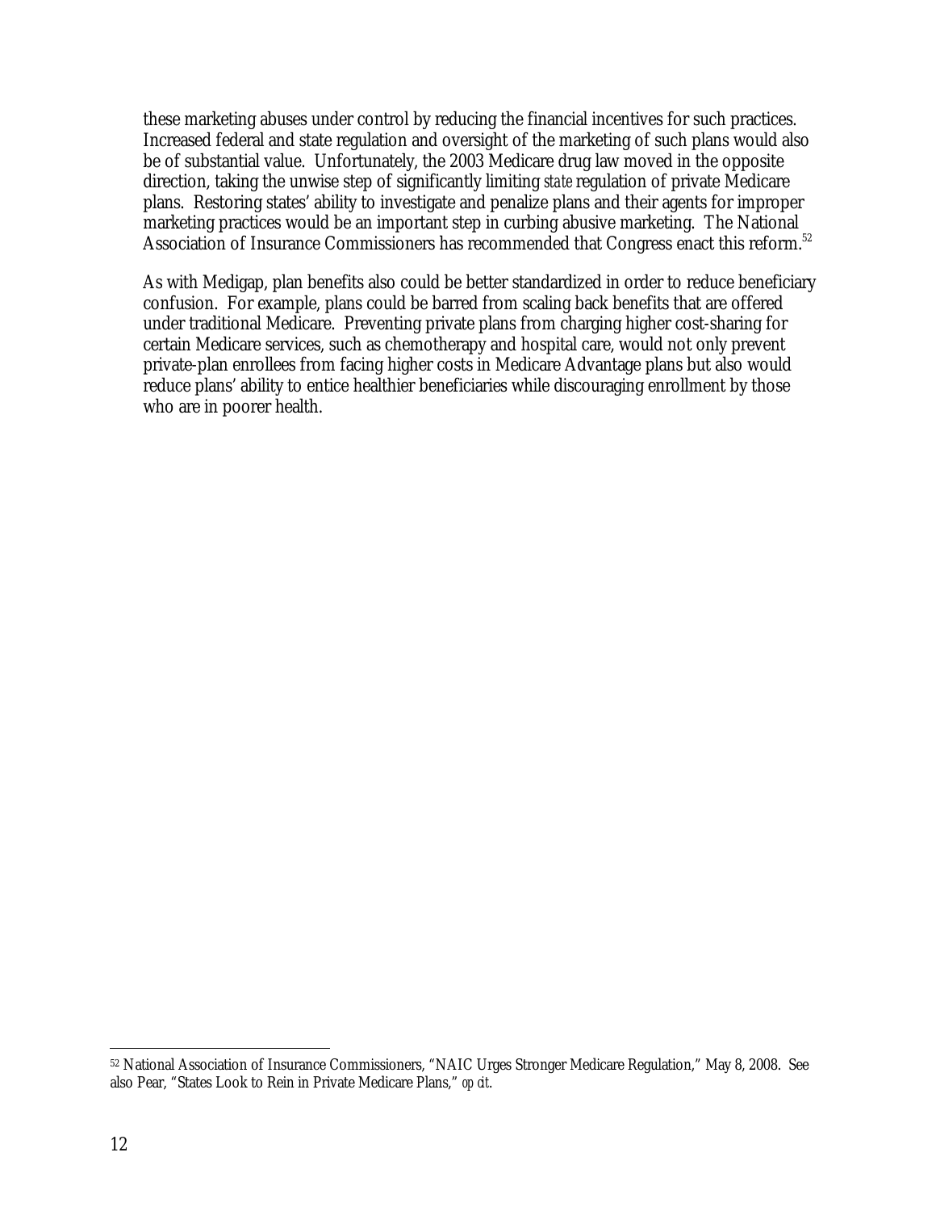these marketing abuses under control by reducing the financial incentives for such practices. Increased federal and state regulation and oversight of the marketing of such plans would also be of substantial value. Unfortunately, the 2003 Medicare drug law moved in the opposite direction, taking the unwise step of significantly limiting *state* regulation of private Medicare plans. Restoring states' ability to investigate and penalize plans and their agents for improper marketing practices would be an important step in curbing abusive marketing. The National Association of Insurance Commissioners has recommended that Congress enact this reform.[52]

As with Medigap, plan benefits also could be better standardized in order to reduce beneficiary confusion. For example, plans could be barred from scaling back benefits that are offered under traditional Medicare. Preventing private plans from charging higher cost-sharing for certain Medicare services, such as chemotherapy and hospital care, would not only prevent private-plan enrollees from facing higher costs in Medicare Advantage plans but also would reduce plans' ability to entice healthier beneficiaries while discouraging enrollment by those who are in poorer health.

---

[52] National Association of Insurance Commissioners, "NAIC Urges Stronger Medicare Regulation," May 8, 2008. See also Pear, "States Look to Rein in Private Medicare Plans," *op cit*.